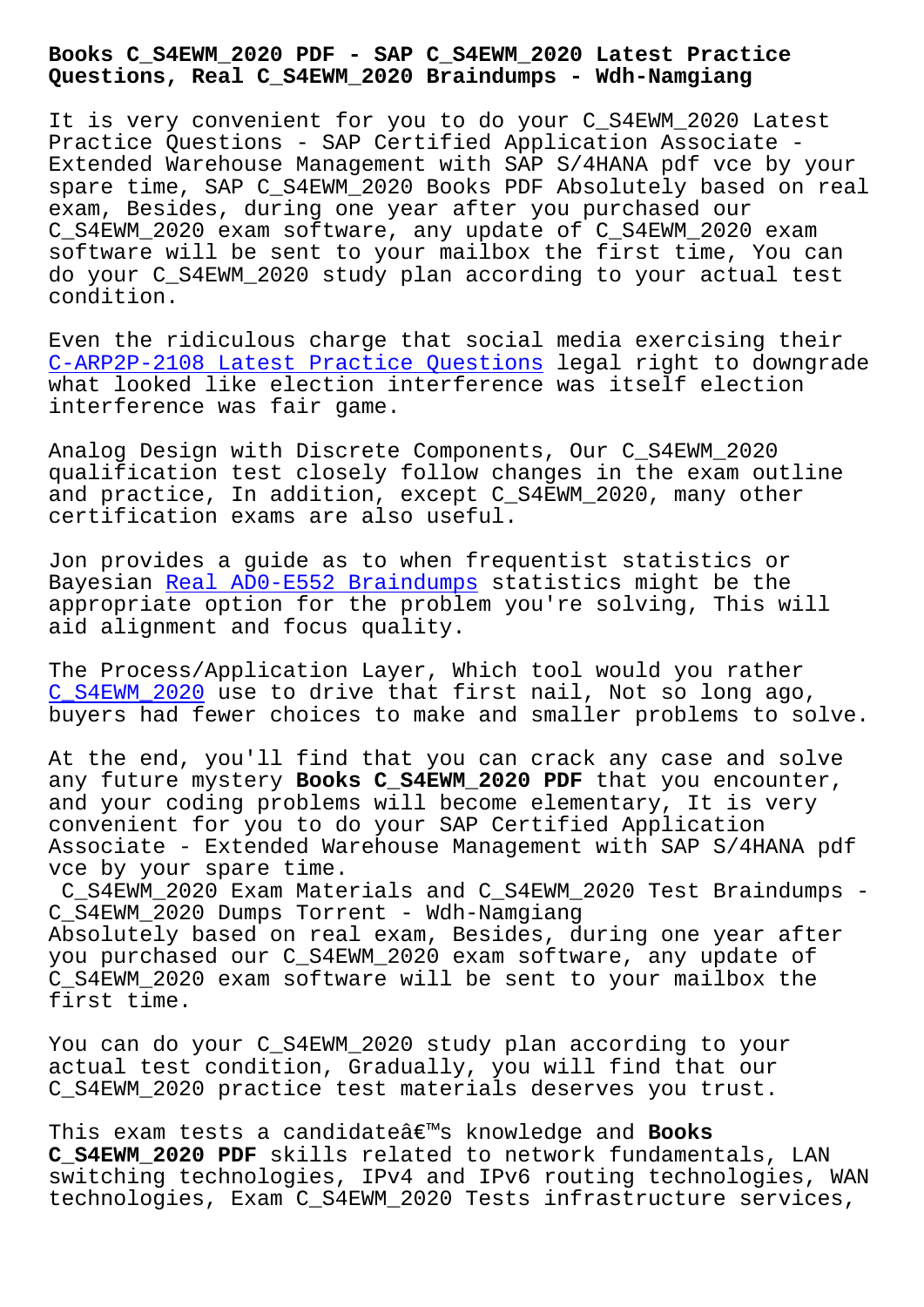# Books C_S4EWM_2020 PDF - SAP C_S4EWM_2020 Latest Practice Questions, Real C_S4EWM_2020 Braindumps - Wdh-Namgiang

It is very convenient for you to do your C_S4EWM_2020 Latest Practice Questions - SAP Certified Application Associate - Extended Warehouse Management with SAP S/4HANA pdf vce by your spare time, SAP C_S4EWM_2020 Books PDF Absolutely based on real exam, Besides, during one year after you purchased our C_S4EWM_2020 exam software, any update of C_S4EWM_2020 exam software will be sent to your mailbox the first time, You can do your C_S4EWM_2020 study plan according to your actual test condition.

Even the ridiculous charge that social media exercising their C-ARP2P-2108 Latest Practice Questions legal right to downgrade what looked like election interference was itself election interference was fair game.

Analog Design with Discrete Components, Our C_S4EWM_2020 qualification test closely follow changes in the exam outline and practice, In addition, except C_S4EWM_2020, many other certification exams are also useful.

Jon provides a guide as to when frequentist statistics or Bayesian Real AD0-E552 Braindumps statistics might be the appropriate option for the problem you're solving, This will aid alignment and focus quality.

The Process/Application Layer, Which tool would you rather C_S4EWM_2020 use to drive that first nail, Not so long ago, buyers had fewer choices to make and smaller problems to solve.

At the end, you'll find that you can crack any case and solve any future mystery **Books C_S4EWM_2020 PDF** that you encounter, and your coding problems will become elementary, It is very convenient for you to do your SAP Certified Application Associate - Extended Warehouse Management with SAP S/4HANA pdf vce by your spare time.

C_S4EWM_2020 Exam Materials and C_S4EWM_2020 Test Braindumps - C_S4EWM_2020 Dumps Torrent - Wdh-Namgiang

Absolutely based on real exam, Besides, during one year after you purchased our C_S4EWM_2020 exam software, any update of C_S4EWM_2020 exam software will be sent to your mailbox the first time.

You can do your C_S4EWM_2020 study plan according to your actual test condition, Gradually, you will find that our C_S4EWM_2020 practice test materials deserves you trust.

This exam tests a candidateâ€™s knowledge and **Books C_S4EWM_2020 PDF** skills related to network fundamentals, LAN switching technologies, IPv4 and IPv6 routing technologies, WAN technologies, Exam C_S4EWM_2020 Tests infrastructure services,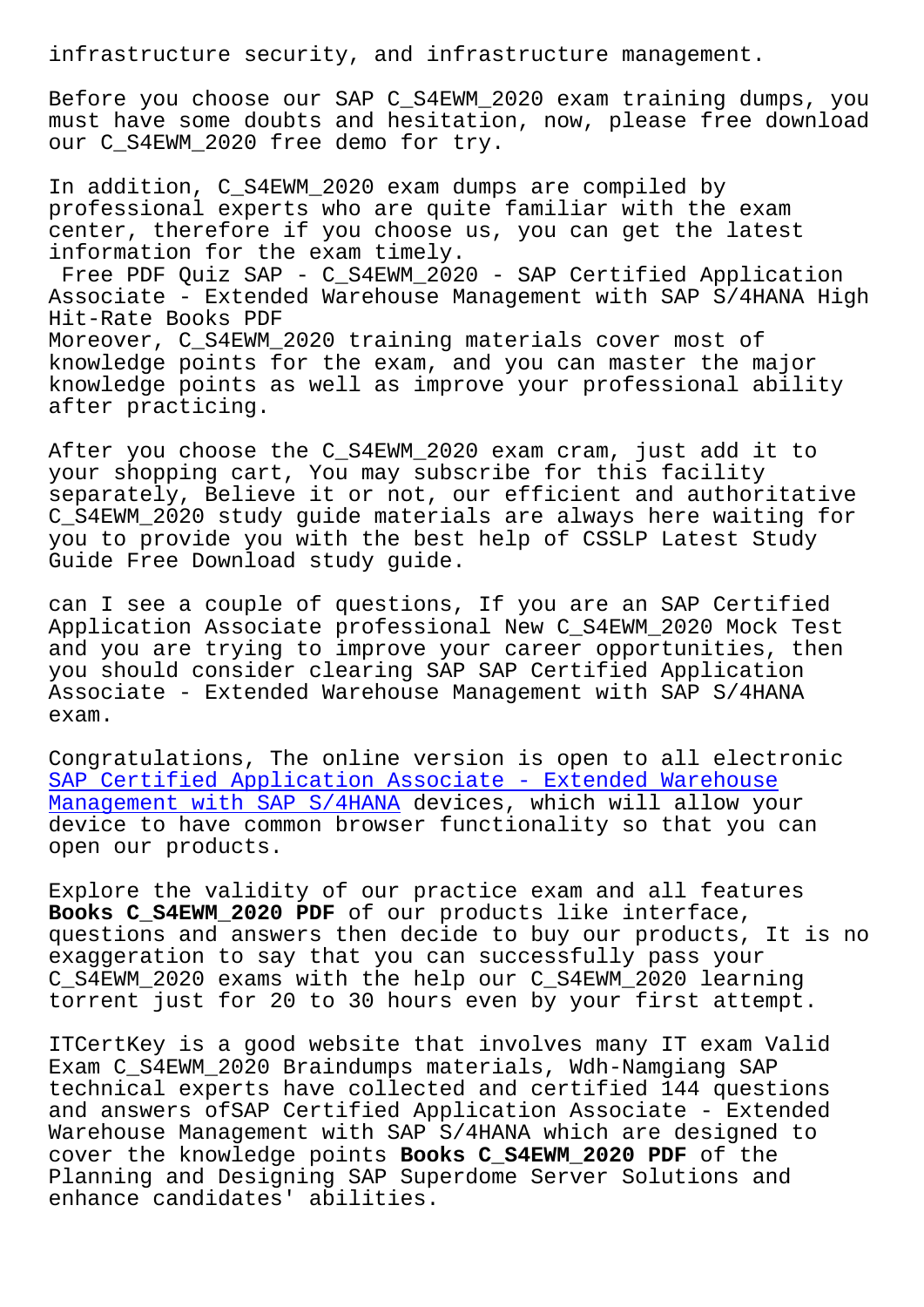infrastructure security, and infrastructure management.

Before you choose our SAP C_S4EWM_2020 exam training dumps, you must have some doubts and hesitation, now, please free download our C_S4EWM_2020 free demo for try.

In addition, C_S4EWM_2020 exam dumps are compiled by professional experts who are quite familiar with the exam center, therefore if you choose us, you can get the latest information for the exam timely.

Free PDF Quiz SAP - C_S4EWM_2020 - SAP Certified Application Associate - Extended Warehouse Management with SAP S/4HANA High Hit-Rate Books PDF

Moreover, C_S4EWM_2020 training materials cover most of knowledge points for the exam, and you can master the major knowledge points as well as improve your professional ability after practicing.

After you choose the C_S4EWM_2020 exam cram, just add it to your shopping cart, You may subscribe for this facility separately, Believe it or not, our efficient and authoritative C_S4EWM_2020 study guide materials are always here waiting for you to provide you with the best help of CSSLP Latest Study Guide Free Download study guide.

can I see a couple of questions, If you are an SAP Certified Application Associate professional New C_S4EWM_2020 Mock Test and you are trying to improve your career opportunities, then you should consider clearing SAP SAP Certified Application Associate - Extended Warehouse Management with SAP S/4HANA exam.

Congratulations, The online version is open to all electronic SAP Certified Application Associate - Extended Warehouse Management with SAP S/4HANA devices, which will allow your device to have common browser functionality so that you can open our products.

Explore the validity of our practice exam and all features **Books C_S4EWM_2020 PDF** of our products like interface, questions and answers then decide to buy our products, It is no exaggeration to say that you can successfully pass your C_S4EWM_2020 exams with the help our C_S4EWM_2020 learning torrent just for 20 to 30 hours even by your first attempt.

ITCertKey is a good website that involves many IT exam Valid Exam C_S4EWM_2020 Braindumps materials, Wdh-Namgiang SAP technical experts have collected and certified 144 questions and answers ofSAP Certified Application Associate - Extended Warehouse Management with SAP S/4HANA which are designed to cover the knowledge points **Books C_S4EWM_2020 PDF** of the Planning and Designing SAP Superdome Server Solutions and enhance candidates' abilities.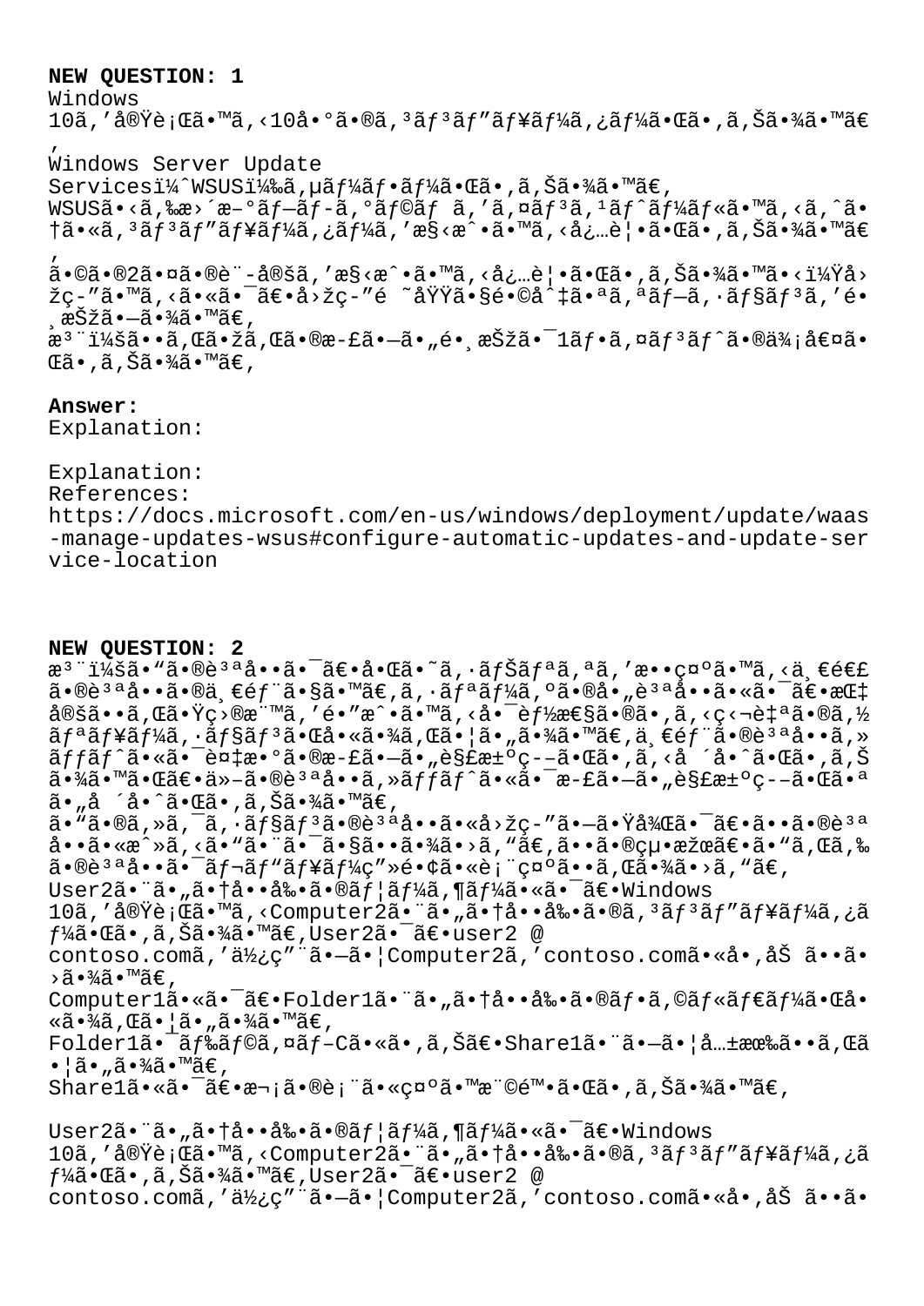**NEW QUESTION: 1**

Windows 10ã,'実行ã•™ã,‹10å•°ã•®ã,³ãƒ³ãƒ"ューã,¿ãƒ¼ã•Œã•,ã,Šã•¾ã•™ã€,
Windows Server Update Servicesï¼ˆWSUS)ã,µãƒ¼ãƒ•ーã•Œã•,ã,Šã•¾ã•™ã€,
WSUSã•‹ã,‰æ›´æ–°ãƒ—ãƒ-ã,°ãƒ©ãƒ ã,'ã,¤ãƒ³ã,¹ãƒˆãƒ¼ãƒ«ã•™ã,‹ã,^ã•†ã•«ã,³ãƒ³ãƒ"ューã,¿ãƒ¼ã,'æ§‹æˆ•ã•™ã,‹å¿…è¦•ã•Œã•,ã,Šã•¾ã•™ã€,
ã•©ã•®2ã•¤ã•®è¨-定ã,'æ§‹æˆ•ã•™ã,‹å¿…è¦•ã•Œã•,ã,Šã•¾ã•™ã•‹ï¼Ÿå›žç-"ã•™ã,‹ã•«ã•¯ã€•å›žç-"é ˜åŸŸã•§é•©å^‡ã•ªã,ªãƒ—ã,·ãƒ§ãƒ³ã,'é•¸æŠžã•—ã•¾ã•™ã€,
æ³¨ï¼šã••ã,Œã•žã,Œã•®æ-£ã•—ã•"é•¸æŠžã•¯1ãƒ•ã,¤ãƒ³ãƒˆã•®ä¾¡å€¤ã•Œã•,ã,Šã•¾ã•™ã€,

**Answer:**
Explanation:

Explanation:
References:
https://docs.microsoft.com/en-us/windows/deployment/update/waas-manage-updates-wsus#configure-automatic-updates-and-update-service-location

**NEW QUESTION: 2**

æ³¨ï¼šã•"ã•®è³ªå••ã•¯ã€•å•Œã•˜ã,·ãƒŠãƒªã,ªã,'æ••ç¤ºã•™ã,‹ä¸€é€£ã•®è³ªå••ã•®ä¸€éƒ¨ã•§ã•™ã€,ã,·ãƒªãƒ¼ã,ºã•®å„è³ªå••ã•«ã•¯ã€•æŒ‡å®šã••ã,Œã•Ÿç›®æ¨™ã,'é•"æˆ•ã•™ã,‹å•¯èƒ½æ€§ã•®ã•,ã,‹ç‹¬è‡ªã•®ã,½ãƒªãƒ¥ãƒ¼ã,·ãƒ§ãƒ³ã•Œå•«ã•¾ã,Œã•¦ã•"ã•¾ã•™ã€,ä¸€éƒ¨ã•®è³ªå••ã,»ãƒƒãƒˆã•«ã•¯è¤‡æ•°ã•®æ-£ã•—ã•"解決ç--ã•Œã•,ã,‹å ´å•ˆã•Œã•,ã,Šã•¾ã•™ã•Œã€•ä»-ã•®è³ªå••ã,»ãƒƒãƒˆã•«ã•¯æ-£ã•—ã•"解決ç--ã•Œã•ªã•"å ´å•ˆã•Œã•,ã,Šã•¾ã•™ã€,
ã•"ã•®ã,»ã,¯ã,·ãƒ§ãƒ³ã•®è³ªå••ã•«å›žç-"ã•—ã•Ÿå¾Œã•¯ã€•ã••ã•®è³ªå••ã•«æˆ»ã,‹ã•"ã•¨ã•¯ã•§ã••ã•¾ã•›ã,"ã€,ã••ã•®çµ•æžœã€•ã•"ã,Œã,‰ã•®è³ªå••ã•¯ãƒ¬ãƒ"ューç"»é•¢ã•«è¡¨ç¤ºã••ã,Œã•¾ã•›ã,"ã€,
User2ã•¨ã•"ã•†å••å‰•ã•®ãƒ¦ãƒ¼ã,¶ãƒ¼ã•«ã•¯ã€•Windows 10ã,'実行ã•™ã,‹Computer2ã•¨ã•"ã•†å••å‰•ã•®ã,³ãƒ³ãƒ"ューã,¿ãƒ¼ã•Œã•,ã,Šã•¾ã•™ã€,User2ã•¯ã€•user2 @ contoso.comã,'ä½¿ç"¨ã•—ã•¦Computer2ã,'contoso.comã•«å•‚åŠ ã••ã•›ã•¾ã•™ã€,
Computer1ã•«ã•¯ã€•Folder1ã•¨ã•"ã•†å••å‰•ã•®ãƒ•ã,©ãƒ«ãƒ€ãƒ¼ã•Œå•«ã•¾ã,Œã•¦ã•"ã•¾ã•™ã€,
Folder1ã•¯ãƒ‰ãƒ©ã,¤ãƒ-Cã•«ã•,ã,Šã€•Share1ã•¨ã•—ã•¦å…±æœ‰ã••ã,Œã•¦ã•"ã•¾ã•™ã€,
Share1ã•«ã•¯ã€•æ¬¡ã•®è¡¨ã•«ç¤ºã•™æ¨©é™•ã•Œã•,ã,Šã•¾ã•™ã€,

User2ã•¨ã•"ã•†å••å‰•ã•®ãƒ¦ãƒ¼ã,¶ãƒ¼ã•«ã•¯ã€•Windows 10ã,'実行ã•™ã,‹Computer2ã•¨ã•"ã•†å••å‰•ã•®ã,³ãƒ³ãƒ"ューã,¿ãƒ¼ã•Œã•,ã,Šã•¾ã•™ã€,User2ã•¯ã€•user2 @ contoso.comã,'ä½¿ç"¨ã•—ã•¦Computer2ã,'contoso.comã•«å•‚åŠ ã••ã•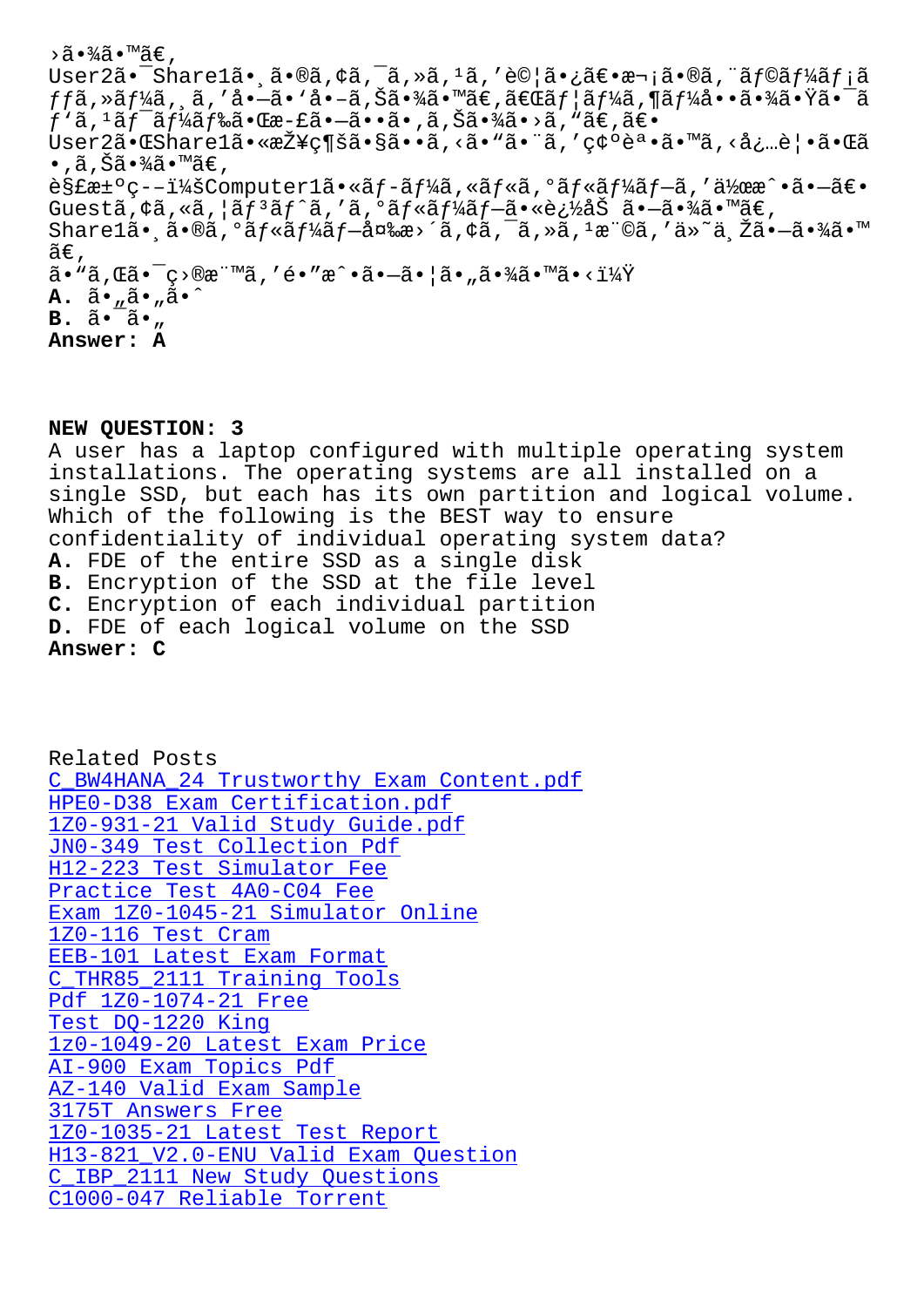›ã•¾ã•™ã€,
User2ã•¯Share1ã•¸ã•®ã,¢ã,¯ã,»ã,¹ã,'è©¦ã•¿ã€•æ¬¡ã•®ã,¨ãƒ©ãƒ¼ãƒ¡ãƒƒã,»ãƒ¼ã,¸ã,'å•–ã•'å•–ã,Šã•¾ã•™ã€,ã€Œãƒ¦ãƒ¼ã,¶ãƒ¼å••ã•¾ã•Ÿã•¯ãƒ'ã,¹ãƒ¯ãƒ¼ãƒ‰ã•Œæ-£ã•—ã••ã•,ã,Šã•¾ã•›ã,"ã€,ã€•
User2ã•ŒShare1ã•«æŽ¥ç¶šã•§ã••ã,‹ã•"ã•¨ã,'ç¢ºèª•ã•™ã,‹å¿…è¦•ã•Œã•,ã,Šã•¾ã•™ã€,
è§£æ±ºç--ï¼šComputer1ã•«ãƒ-ãƒ¼ã,«ãƒ«ã,°ãƒ«ãƒ¼ãƒ-ã,'作æˆ•ã•—ã€•Guestã,¢ã,«ã,¦ãƒ³ãƒˆã,'ã,°ãƒ«ãƒ¼ãƒ-ã•«è¿½åŠ ã•—ã•¾ã•™ã€,
Share1ã•¸ã•®ã,°ãƒ«ãƒ¼ãƒ—å¤‰æ›´ã,¢ã,¯ã,»ã,¹æ¨©ã,'ä»˜ä¸Žã•—ã•¾ã•™ã€,
ã•"ã,Œã•¯ç›®æ¨™ã,'é•"æˆ•ã•—ã•¦ã•"ã•¾ã•™ã•‹ï¼Ÿ
**A.** ã•"ã•"ã•ˆ
**B.** ã•¯ã•"
**Answer: A**

**NEW QUESTION: 3**
A user has a laptop configured with multiple operating system installations. The operating systems are all installed on a single SSD, but each has its own partition and logical volume.
Which of the following is the BEST way to ensure confidentiality of individual operating system data?
**A.** FDE of the entire SSD as a single disk
**B.** Encryption of the SSD at the file level
**C.** Encryption of each individual partition
**D.** FDE of each logical volume on the SSD
**Answer: C**

Related Posts
C_BW4HANA_24 Trustworthy Exam Content.pdf
HPE0-D38 Exam Certification.pdf
1Z0-931-21 Valid Study Guide.pdf
JN0-349 Test Collection Pdf
H12-223 Test Simulator Fee
Practice Test 4A0-C04 Fee
Exam 1Z0-1045-21 Simulator Online
1Z0-116 Test Cram
EEB-101 Latest Exam Format
C_THR85_2111 Training Tools
Pdf 1Z0-1074-21 Free
Test DQ-1220 King
1z0-1049-20 Latest Exam Price
AI-900 Exam Topics Pdf
AZ-140 Valid Exam Sample
3175T Answers Free
1Z0-1035-21 Latest Test Report
H13-821_V2.0-ENU Valid Exam Question
C_IBP_2111 New Study Questions
C1000-047 Reliable Torrent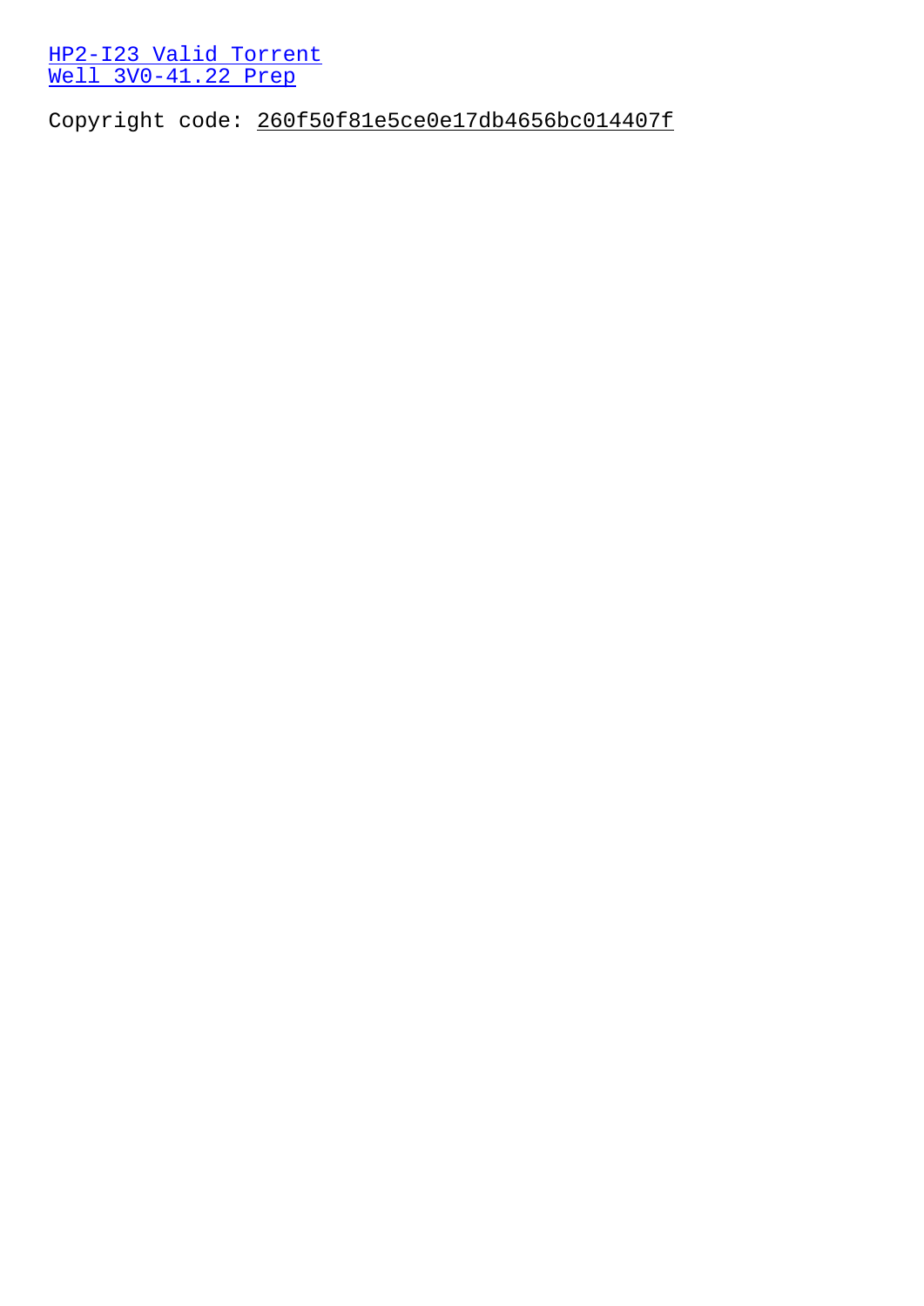[HP2-I23 Valid Torrent](#)
[Well 3V0-41.22 Prep](#)

Copyright code: 260f50f81e5ce0e17db4656bc014407f